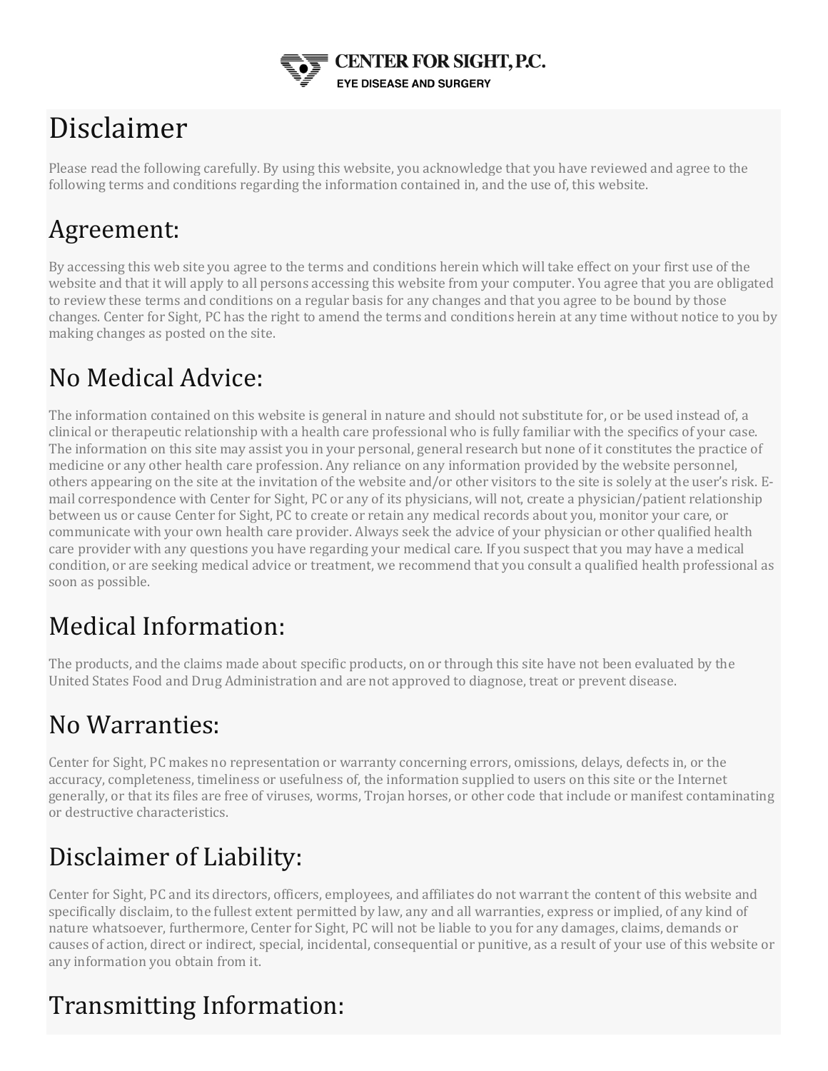**CENTER FOR SIGHT, P.C.**
**EYE DISEASE AND SURGERY**

# Disclaimer

Please read the following carefully. By using this website, you acknowledge that you have reviewed and agree to the following terms and conditions regarding the information contained in, and the use of, this website.

## Agreement:

By accessing this web site you agree to the terms and conditions herein which will take effect on your first use of the website and that it will apply to all persons accessing this website from your computer. You agree that you are obligated to review these terms and conditions on a regular basis for any changes and that you agree to be bound by those changes. Center for Sight, PC has the right to amend the terms and conditions herein at any time without notice to you by making changes as posted on the site.

## No Medical Advice:

The information contained on this website is general in nature and should not substitute for, or be used instead of, a clinical or therapeutic relationship with a health care professional who is fully familiar with the specifics of your case. The information on this site may assist you in your personal, general research but none of it constitutes the practice of medicine or any other health care profession. Any reliance on any information provided by the website personnel, others appearing on the site at the invitation of the website and/or other visitors to the site is solely at the user's risk. E-mail correspondence with Center for Sight, PC or any of its physicians, will not, create a physician/patient relationship between us or cause Center for Sight, PC to create or retain any medical records about you, monitor your care, or communicate with your own health care provider. Always seek the advice of your physician or other qualified health care provider with any questions you have regarding your medical care. If you suspect that you may have a medical condition, or are seeking medical advice or treatment, we recommend that you consult a qualified health professional as soon as possible.

## Medical Information:

The products, and the claims made about specific products, on or through this site have not been evaluated by the United States Food and Drug Administration and are not approved to diagnose, treat or prevent disease.

## No Warranties:

Center for Sight, PC makes no representation or warranty concerning errors, omissions, delays, defects in, or the accuracy, completeness, timeliness or usefulness of, the information supplied to users on this site or the Internet generally, or that its files are free of viruses, worms, Trojan horses, or other code that include or manifest contaminating or destructive characteristics.

## Disclaimer of Liability:

Center for Sight, PC and its directors, officers, employees, and affiliates do not warrant the content of this website and specifically disclaim, to the fullest extent permitted by law, any and all warranties, express or implied, of any kind of nature whatsoever, furthermore, Center for Sight, PC will not be liable to you for any damages, claims, demands or causes of action, direct or indirect, special, incidental, consequential or punitive, as a result of your use of this website or any information you obtain from it.

## Transmitting Information: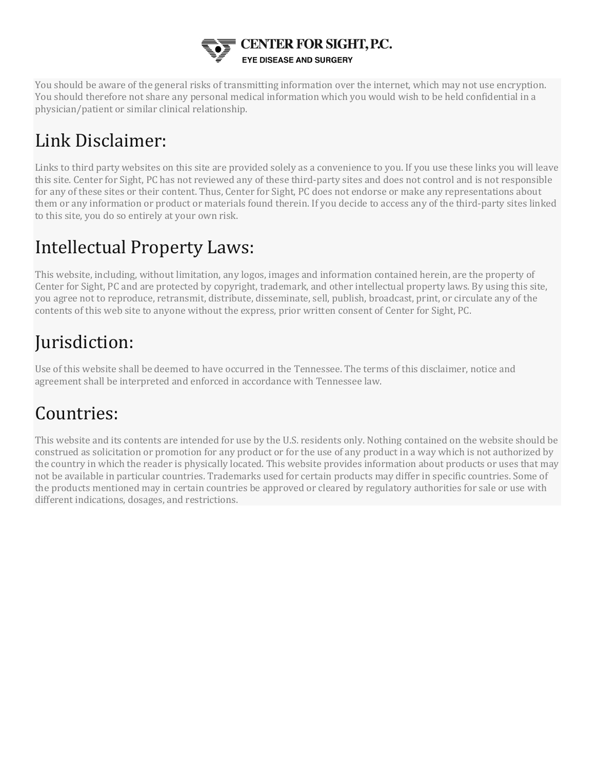You should be aware of the general risks of transmitting information over the internet, which may not use encryption. You should therefore not share any personal medical information which you would wish to be held confidential in a physician/patient or similar clinical relationship.

## Link Disclaimer:

Links to third party websites on this site are provided solely as a convenience to you. If you use these links you will leave this site. Center for Sight, PC has not reviewed any of these third-party sites and does not control and is not responsible for any of these sites or their content. Thus, Center for Sight, PC does not endorse or make any representations about them or any information or product or materials found therein. If you decide to access any of the third-party sites linked to this site, you do so entirely at your own risk.

## Intellectual Property Laws:

This website, including, without limitation, any logos, images and information contained herein, are the property of Center for Sight, PC and are protected by copyright, trademark, and other intellectual property laws. By using this site, you agree not to reproduce, retransmit, distribute, disseminate, sell, publish, broadcast, print, or circulate any of the contents of this web site to anyone without the express, prior written consent of Center for Sight, PC.

## Jurisdiction:

Use of this website shall be deemed to have occurred in the Tennessee. The terms of this disclaimer, notice and agreement shall be interpreted and enforced in accordance with Tennessee law.

## Countries:

This website and its contents are intended for use by the U.S. residents only. Nothing contained on the website should be construed as solicitation or promotion for any product or for the use of any product in a way which is not authorized by the country in which the reader is physically located. This website provides information about products or uses that may not be available in particular countries. Trademarks used for certain products may differ in specific countries. Some of the products mentioned may in certain countries be approved or cleared by regulatory authorities for sale or use with different indications, dosages, and restrictions.